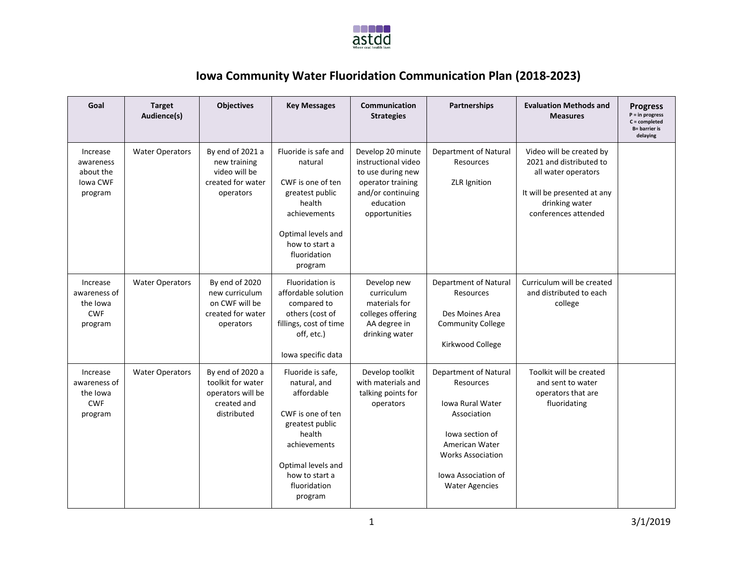# Iowa Community Water Fluoridation Communication Plan (2018-2023)

| Goal | Target Audience(s) | Objectives | Key Messages | Communication Strategies | Partnerships | Evaluation Methods and Measures | Progress<br>P = in progress<br>C = completed<br>B= barrier is delaying |
|---|---|---|---|---|---|---|---|
| Increase awareness about the Iowa CWF program | Water Operators | By end of 2021 a new training video will be created for water operators | Fluoride is safe and natural<br><br>CWF is one of ten greatest public health achievements<br><br>Optimal levels and how to start a fluoridation program | Develop 20 minute instructional video to use during new operator training and/or continuing education opportunities | Department of Natural Resources<br><br>ZLR Ignition | Video will be created by 2021 and distributed to all water operators<br><br>It will be presented at any drinking water conferences attended | |
| Increase awareness of the Iowa CWF program | Water Operators | By end of 2020 new curriculum on CWF will be created for water operators | Fluoridation is affordable solution compared to others (cost of fillings, cost of time off, etc.)<br><br>Iowa specific data | Develop new curriculum materials for colleges offering AA degree in drinking water | Department of Natural Resources<br><br>Des Moines Area Community College<br><br>Kirkwood College | Curriculum will be created and distributed to each college | |
| Increase awareness of the Iowa CWF program | Water Operators | By end of 2020 a toolkit for water operators will be created and distributed | Fluoride is safe, natural, and affordable<br><br>CWF is one of ten greatest public health achievements<br><br>Optimal levels and how to start a fluoridation program | Develop toolkit with materials and talking points for operators | Department of Natural Resources<br><br>Iowa Rural Water Association<br><br>Iowa section of American Water Works Association<br><br>Iowa Association of Water Agencies | Toolkit will be created and sent to water operators that are fluoridating | |

3/1/2019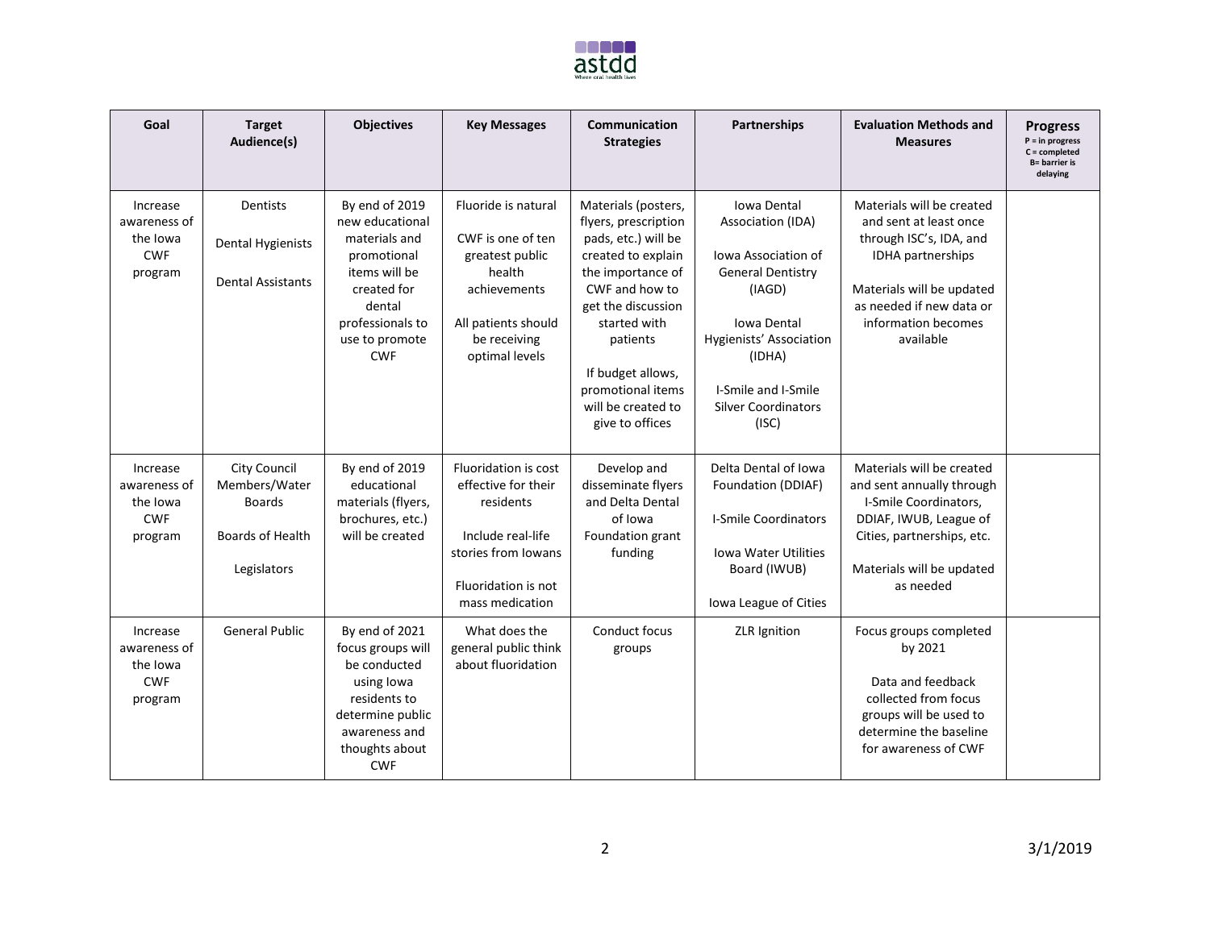| Goal | Target Audience(s) | Objectives | Key Messages | Communication Strategies | Partnerships | Evaluation Methods and Measures | Progress<br>P = in progress<br>C = completed<br>B= barrier is delaying |
|---|---|---|---|---|---|---|---|
| Increase awareness of the Iowa CWF program | Dentists<br><br>Dental Hygienists<br><br>Dental Assistants | By end of 2019 new educational materials and promotional items will be created for dental professionals to use to promote CWF | Fluoride is natural<br><br>CWF is one of ten greatest public health achievements<br><br>All patients should be receiving optimal levels | Materials (posters, flyers, prescription pads, etc.) will be created to explain the importance of CWF and how to get the discussion started with patients<br><br>If budget allows, promotional items will be created to give to offices | Iowa Dental Association (IDA)<br><br>Iowa Association of General Dentistry (IAGD)<br><br>Iowa Dental Hygienists' Association (IDHA)<br><br>I-Smile and I-Smile Silver Coordinators (ISC) | Materials will be created and sent at least once through ISC's, IDA, and IDHA partnerships<br><br>Materials will be updated as needed if new data or information becomes available | |
| Increase awareness of the Iowa CWF program | City Council Members/Water Boards<br><br>Boards of Health<br><br>Legislators | By end of 2019 educational materials (flyers, brochures, etc.) will be created | Fluoridation is cost effective for their residents<br><br>Include real-life stories from Iowans<br><br>Fluoridation is not mass medication | Develop and disseminate flyers and Delta Dental of Iowa Foundation grant funding | Delta Dental of Iowa Foundation (DDIAF)<br><br>I-Smile Coordinators<br><br>Iowa Water Utilities Board (IWUB)<br><br>Iowa League of Cities | Materials will be created and sent annually through I-Smile Coordinators, DDIAF, IWUB, League of Cities, partnerships, etc.<br><br>Materials will be updated as needed | |
| Increase awareness of the Iowa CWF program | General Public | By end of 2021 focus groups will be conducted using Iowa residents to determine public awareness and thoughts about CWF | What does the general public think about fluoridation | Conduct focus groups | ZLR Ignition | Focus groups completed by 2021<br><br>Data and feedback collected from focus groups will be used to determine the baseline for awareness of CWF | |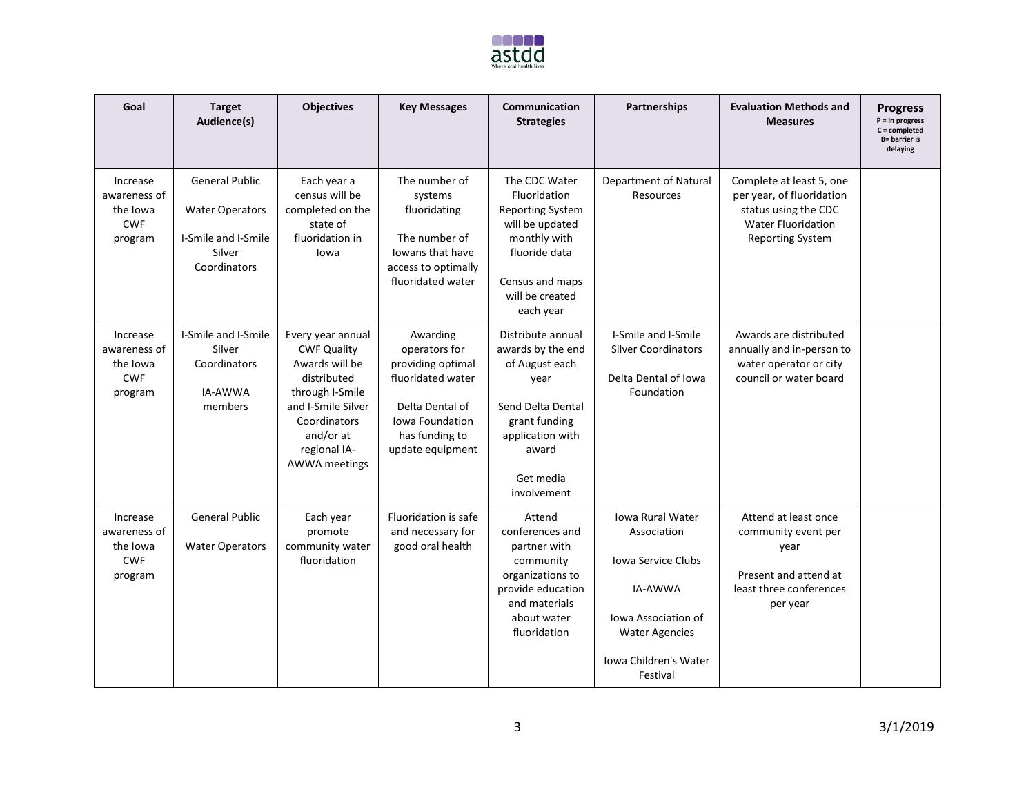| Goal | Target Audience(s) | Objectives | Key Messages | Communication Strategies | Partnerships | Evaluation Methods and Measures | Progress P = in progress C = completed B= barrier is delaying |
|---|---|---|---|---|---|---|---|
| Increase awareness of the Iowa CWF program | General Public<br><br>Water Operators<br><br>I-Smile and I-Smile Silver Coordinators | Each year a census will be completed on the state of fluoridation in Iowa | The number of systems fluoridating<br><br>The number of Iowans that have access to optimally fluoridated water | The CDC Water Fluoridation Reporting System will be updated monthly with fluoride data<br><br>Census and maps will be created each year | Department of Natural Resources | Complete at least 5, one per year, of fluoridation status using the CDC Water Fluoridation Reporting System | |
| Increase awareness of the Iowa CWF program | I-Smile and I-Smile Silver Coordinators<br><br>IA-AWWA members | Every year annual CWF Quality Awards will be distributed through I-Smile and I-Smile Silver Coordinators and/or at regional IA-AWWA meetings | Awarding operators for providing optimal fluoridated water<br><br>Delta Dental of Iowa Foundation has funding to update equipment | Distribute annual awards by the end of August each year<br><br>Send Delta Dental grant funding application with award<br><br>Get media involvement | I-Smile and I-Smile Silver Coordinators<br><br>Delta Dental of Iowa Foundation | Awards are distributed annually and in-person to water operator or city council or water board | |
| Increase awareness of the Iowa CWF program | General Public<br><br>Water Operators | Each year promote community water fluoridation | Fluoridation is safe and necessary for good oral health | Attend conferences and partner with community organizations to provide education and materials about water fluoridation | Iowa Rural Water Association<br><br>Iowa Service Clubs<br><br>IA-AWWA<br><br>Iowa Association of Water Agencies<br><br>Iowa Children's Water Festival | Attend at least once community event per year<br><br>Present and attend at least three conferences per year | |

3/1/2019